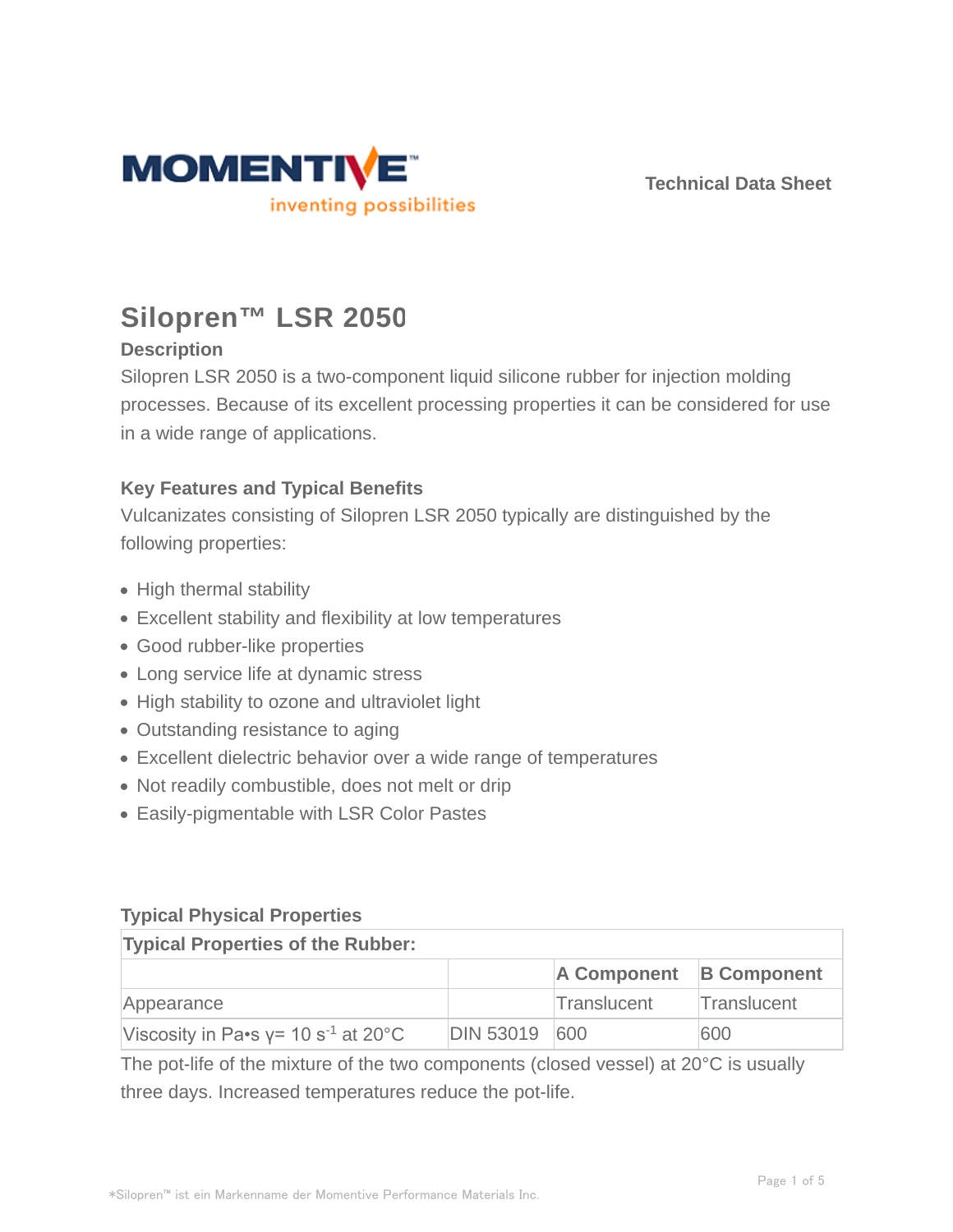Technical Data Sheet

# Silopren™ LSR 2050

## Description

Silopren LSR 2050 is a two-component liquid silicone rubber for injection molding processes. Because of its excellent processing properties it can be considered for use in a wide range of applications.

## Key Features and Typical Benefits

Vulcanizates consisting of Silopren LSR 2050 typically are distinguished by the following properties:

- High thermal stability
- Excellent stability and flexibility at low temperatures
- Good rubber-like properties
- Long service life at dynamic stress
- High stability to ozone and ultraviolet light
- Outstanding resistance to aging
- Excellent dielectric behavior over a wide range of temperatures
- Not readily combustible, does not melt or drip
- Easily-pigmentable with LSR Color Pastes

## Typical Physical Properties

| Typical Properties of the Rubber: | | | |
|---|---|---|---|
| | | **A Component** | **B Component** |
| Appearance | | Translucent | Translucent |
| Viscosity in Pa•s γ= 10 $s^{-1}$ at 20°C | DIN 53019 | 600 | 600 |

The pot-life of the mixture of the two components (closed vessel) at 20°C is usually three days. Increased temperatures reduce the pot-life.

*Silopren™ ist ein Markenname der Momentive Performance Materials Inc.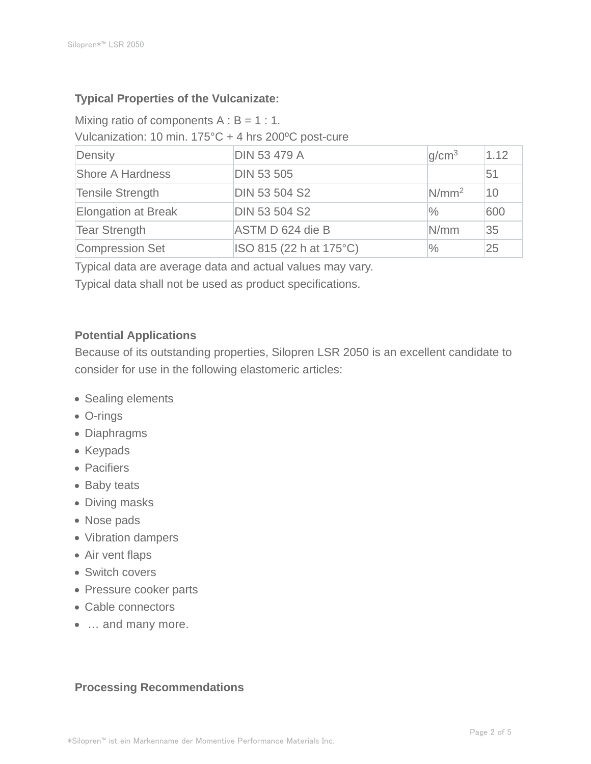### Typical Properties of the Vulcanizate:

Mixing ratio of components A : B = 1 : 1.
Vulcanization: 10 min. 175°C + 4 hrs 200ºC post-cure

| Property | Test Method | Unit | Value |
|---|---|---|---|
| Density | DIN 53 479 A | $g/cm^3$ | 1.12 |
| Shore A Hardness | DIN 53 505 | | 51 |
| Tensile Strength | DIN 53 504 S2 | $N/mm^2$ | 10 |
| Elongation at Break | DIN 53 504 S2 | % | 600 |
| Tear Strength | ASTM D 624 die B | N/mm | 35 |
| Compression Set | ISO 815 (22 h at 175°C) | % | 25 |

Typical data are average data and actual values may vary.
Typical data shall not be used as product specifications.

### Potential Applications

Because of its outstanding properties, Silopren LSR 2050 is an excellent candidate to consider for use in the following elastomeric articles:

- Sealing elements
- O-rings
- Diaphragms
- Keypads
- Pacifiers
- Baby teats
- Diving masks
- Nose pads
- Vibration dampers
- Air vent flaps
- Switch covers
- Pressure cooker parts
- Cable connectors
- … and many more.

### Processing Recommendations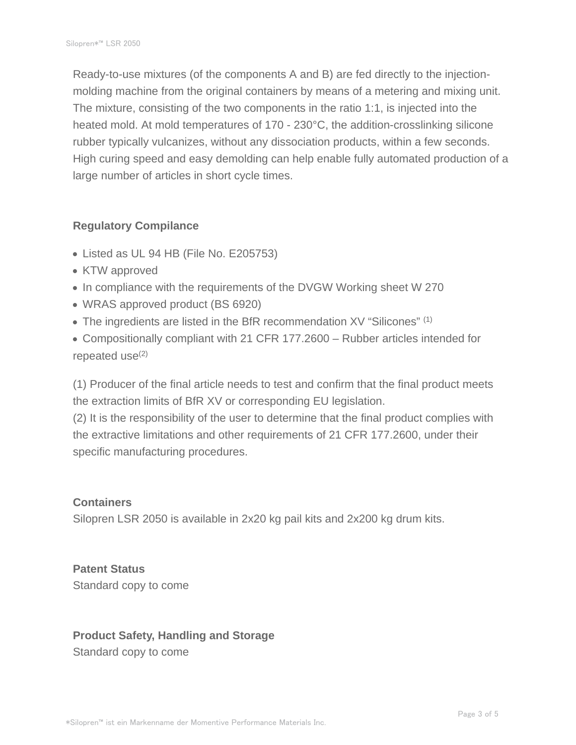Ready-to-use mixtures (of the components A and B) are fed directly to the injection-molding machine from the original containers by means of a metering and mixing unit. The mixture, consisting of the two components in the ratio 1:1, is injected into the heated mold. At mold temperatures of 170 - 230°C, the addition-crosslinking silicone rubber typically vulcanizes, without any dissociation products, within a few seconds. High curing speed and easy demolding can help enable fully automated production of a large number of articles in short cycle times.

## Regulatory Compilance

- Listed as UL 94 HB (File No. E205753)
- KTW approved
- In compliance with the requirements of the DVGW Working sheet W 270
- WRAS approved product (BS 6920)
- The ingredients are listed in the BfR recommendation XV "Silicones" [1]
- Compositionally compliant with 21 CFR 177.2600 – Rubber articles intended for repeated use[2]

(1) Producer of the final article needs to test and confirm that the final product meets the extraction limits of BfR XV or corresponding EU legislation.
(2) It is the responsibility of the user to determine that the final product complies with the extractive limitations and other requirements of 21 CFR 177.2600, under their specific manufacturing procedures.

## Containers

Silopren LSR 2050 is available in 2x20 kg pail kits and 2x200 kg drum kits.

## Patent Status

Standard copy to come

## Product Safety, Handling and Storage

Standard copy to come

*Silopren™ ist ein Markenname der Momentive Performance Materials Inc.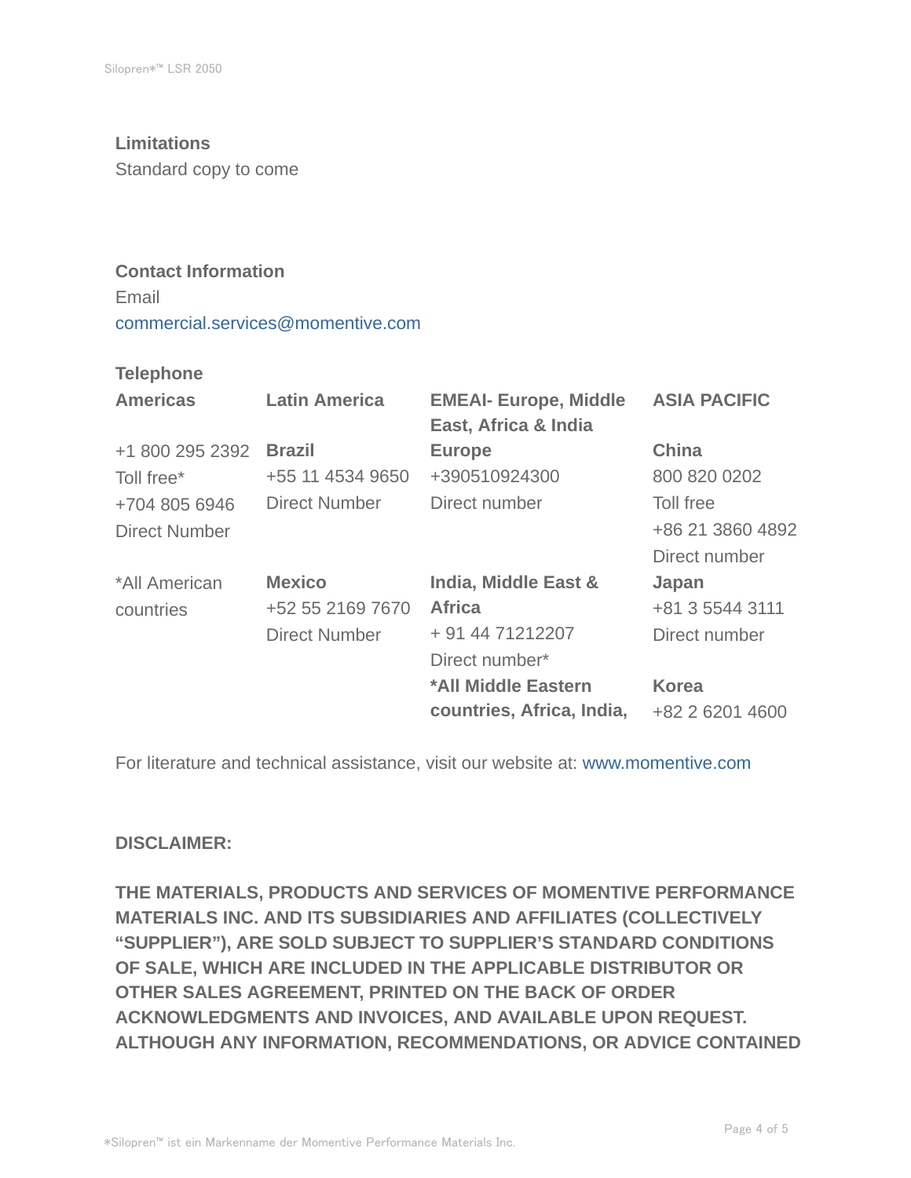### Limitations

Standard copy to come

### Contact Information

Email

commercial.services@momentive.com

**Telephone**

| Americas | Latin America | EMEAI- Europe, Middle East, Africa & India | ASIA PACIFIC |
|---|---|---|---|
| +1 800 295 2392 Toll free* +704 805 6946 Direct Number | **Brazil** +55 11 4534 9650 Direct Number | **Europe** +390510924300 Direct number | **China** 800 820 0202 Toll free +86 21 3860 4892 Direct number |
| *All American countries | **Mexico** +52 55 2169 7670 Direct Number | **India, Middle East & Africa** + 91 44 71212207 Direct number* | **Japan** +81 3 5544 3111 Direct number |
| | | **\*All Middle Eastern countries, Africa, India,** | **Korea** +82 2 6201 4600 |

For literature and technical assistance, visit our website at: www.momentive.com

**DISCLAIMER:**

**THE MATERIALS, PRODUCTS AND SERVICES OF MOMENTIVE PERFORMANCE MATERIALS INC. AND ITS SUBSIDIARIES AND AFFILIATES (COLLECTIVELY "SUPPLIER"), ARE SOLD SUBJECT TO SUPPLIER'S STANDARD CONDITIONS OF SALE, WHICH ARE INCLUDED IN THE APPLICABLE DISTRIBUTOR OR OTHER SALES AGREEMENT, PRINTED ON THE BACK OF ORDER ACKNOWLEDGMENTS AND INVOICES, AND AVAILABLE UPON REQUEST. ALTHOUGH ANY INFORMATION, RECOMMENDATIONS, OR ADVICE CONTAINED**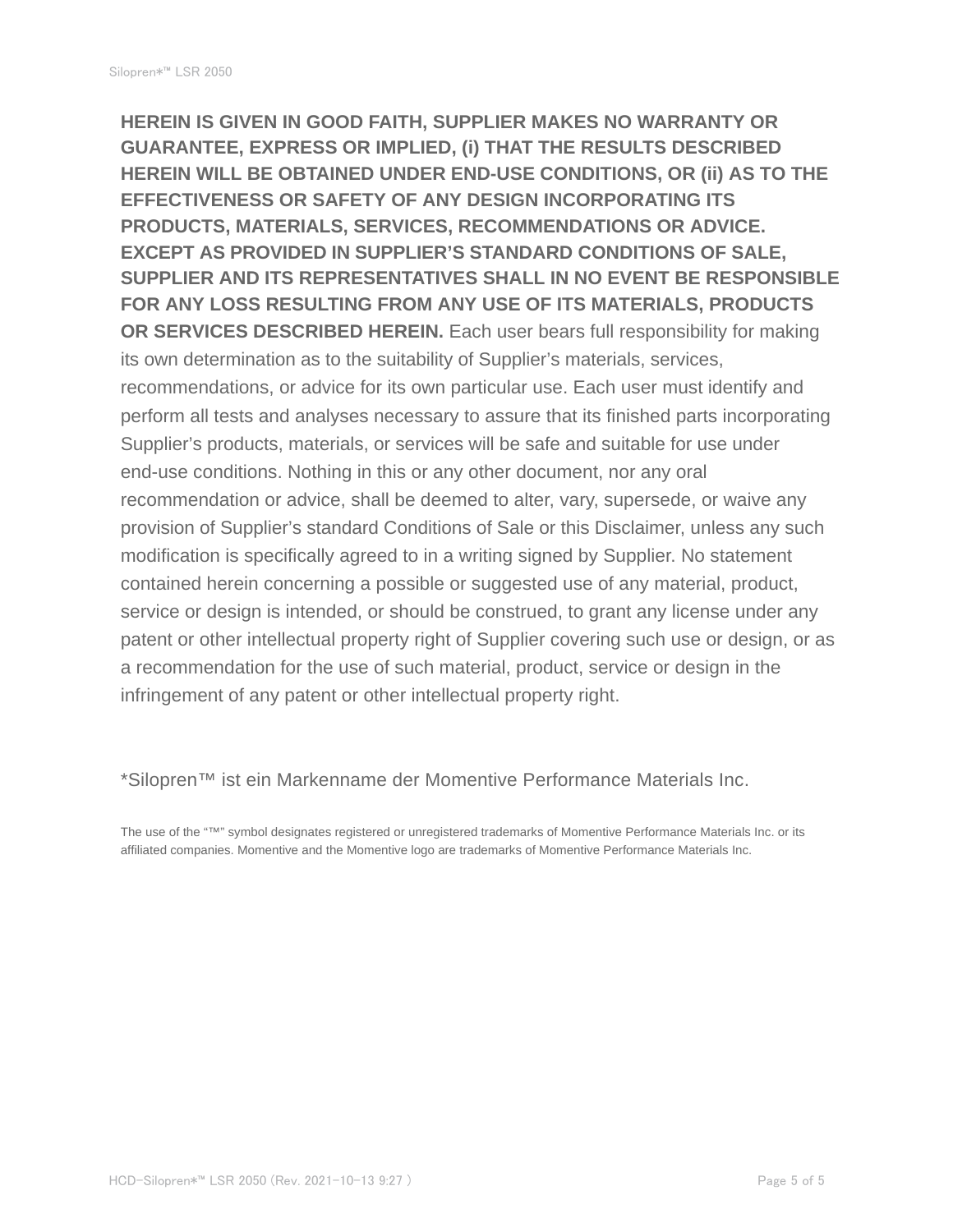**HEREIN IS GIVEN IN GOOD FAITH, SUPPLIER MAKES NO WARRANTY OR GUARANTEE, EXPRESS OR IMPLIED, (i) THAT THE RESULTS DESCRIBED HEREIN WILL BE OBTAINED UNDER END-USE CONDITIONS, OR (ii) AS TO THE EFFECTIVENESS OR SAFETY OF ANY DESIGN INCORPORATING ITS PRODUCTS, MATERIALS, SERVICES, RECOMMENDATIONS OR ADVICE. EXCEPT AS PROVIDED IN SUPPLIER'S STANDARD CONDITIONS OF SALE, SUPPLIER AND ITS REPRESENTATIVES SHALL IN NO EVENT BE RESPONSIBLE FOR ANY LOSS RESULTING FROM ANY USE OF ITS MATERIALS, PRODUCTS OR SERVICES DESCRIBED HEREIN.** Each user bears full responsibility for making its own determination as to the suitability of Supplier's materials, services, recommendations, or advice for its own particular use. Each user must identify and perform all tests and analyses necessary to assure that its finished parts incorporating Supplier's products, materials, or services will be safe and suitable for use under end-use conditions. Nothing in this or any other document, nor any oral recommendation or advice, shall be deemed to alter, vary, supersede, or waive any provision of Supplier's standard Conditions of Sale or this Disclaimer, unless any such modification is specifically agreed to in a writing signed by Supplier. No statement contained herein concerning a possible or suggested use of any material, product, service or design is intended, or should be construed, to grant any license under any patent or other intellectual property right of Supplier covering such use or design, or as a recommendation for the use of such material, product, service or design in the infringement of any patent or other intellectual property right.

*Silopren™ ist ein Markenname der Momentive Performance Materials Inc.

The use of the "™" symbol designates registered or unregistered trademarks of Momentive Performance Materials Inc. or its affiliated companies. Momentive and the Momentive logo are trademarks of Momentive Performance Materials Inc.